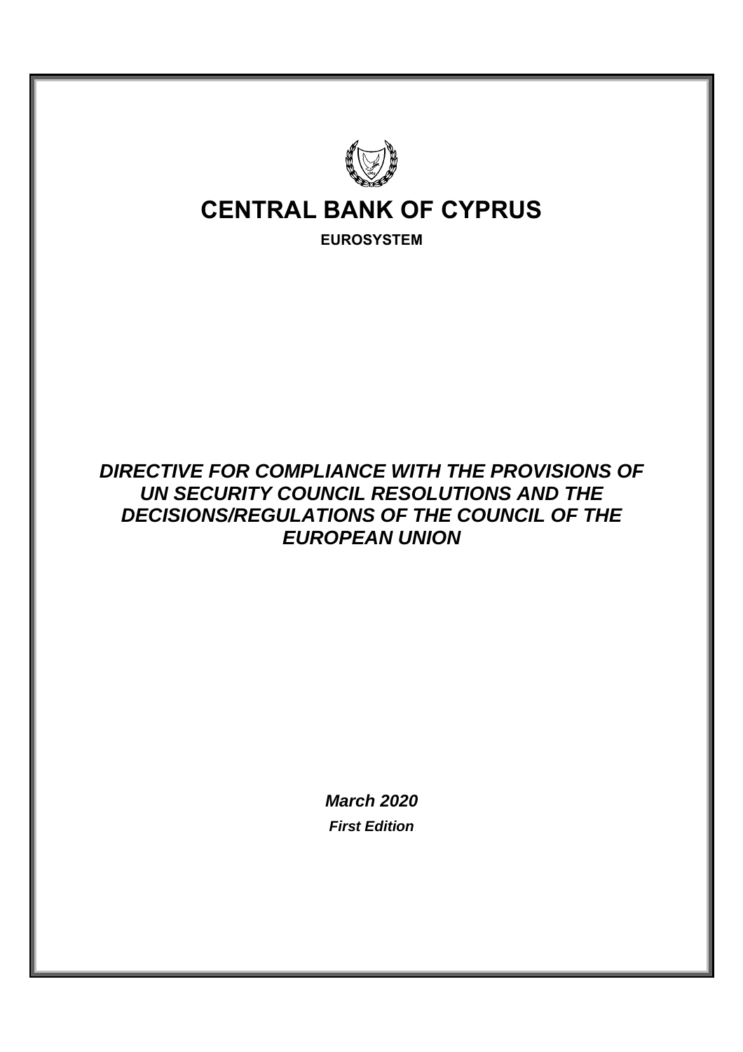# CENTRAL BANK OF CYPRUS

**EUROSYSTEM**

***DIRECTIVE FOR COMPLIANCE WITH THE PROVISIONS OF UN SECURITY COUNCIL RESOLUTIONS AND THE DECISIONS/REGULATIONS OF THE COUNCIL OF THE EUROPEAN UNION***

***March 2020***

***First Edition***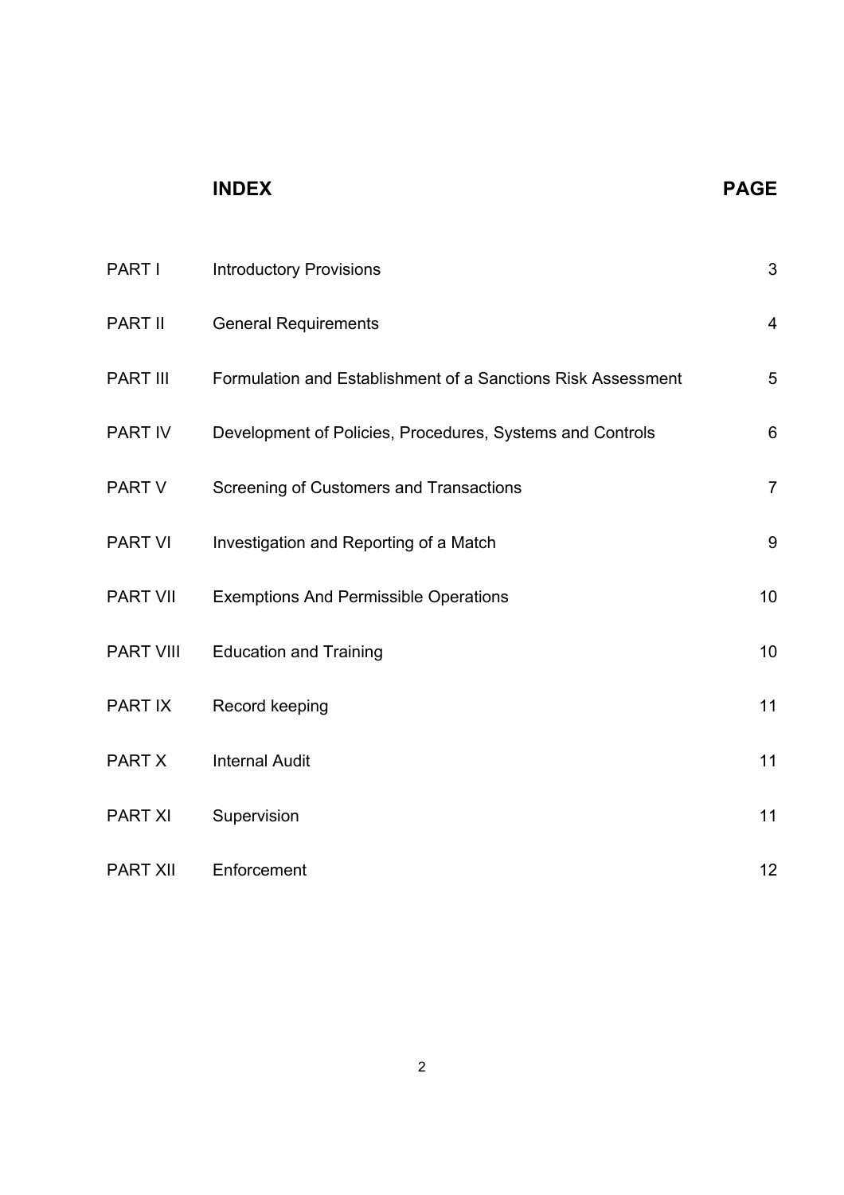| | INDEX | PAGE |
|---|---|---|
| PART I | Introductory Provisions | 3 |
| PART II | General Requirements | 4 |
| PART III | Formulation and Establishment of a Sanctions Risk Assessment | 5 |
| PART IV | Development of Policies, Procedures, Systems and Controls | 6 |
| PART V | Screening of Customers and Transactions | 7 |
| PART VI | Investigation and Reporting of a Match | 9 |
| PART VII | Exemptions And Permissible Operations | 10 |
| PART VIII | Education and Training | 10 |
| PART IX | Record keeping | 11 |
| PART X | Internal Audit | 11 |
| PART XI | Supervision | 11 |
| PART XII | Enforcement | 12 |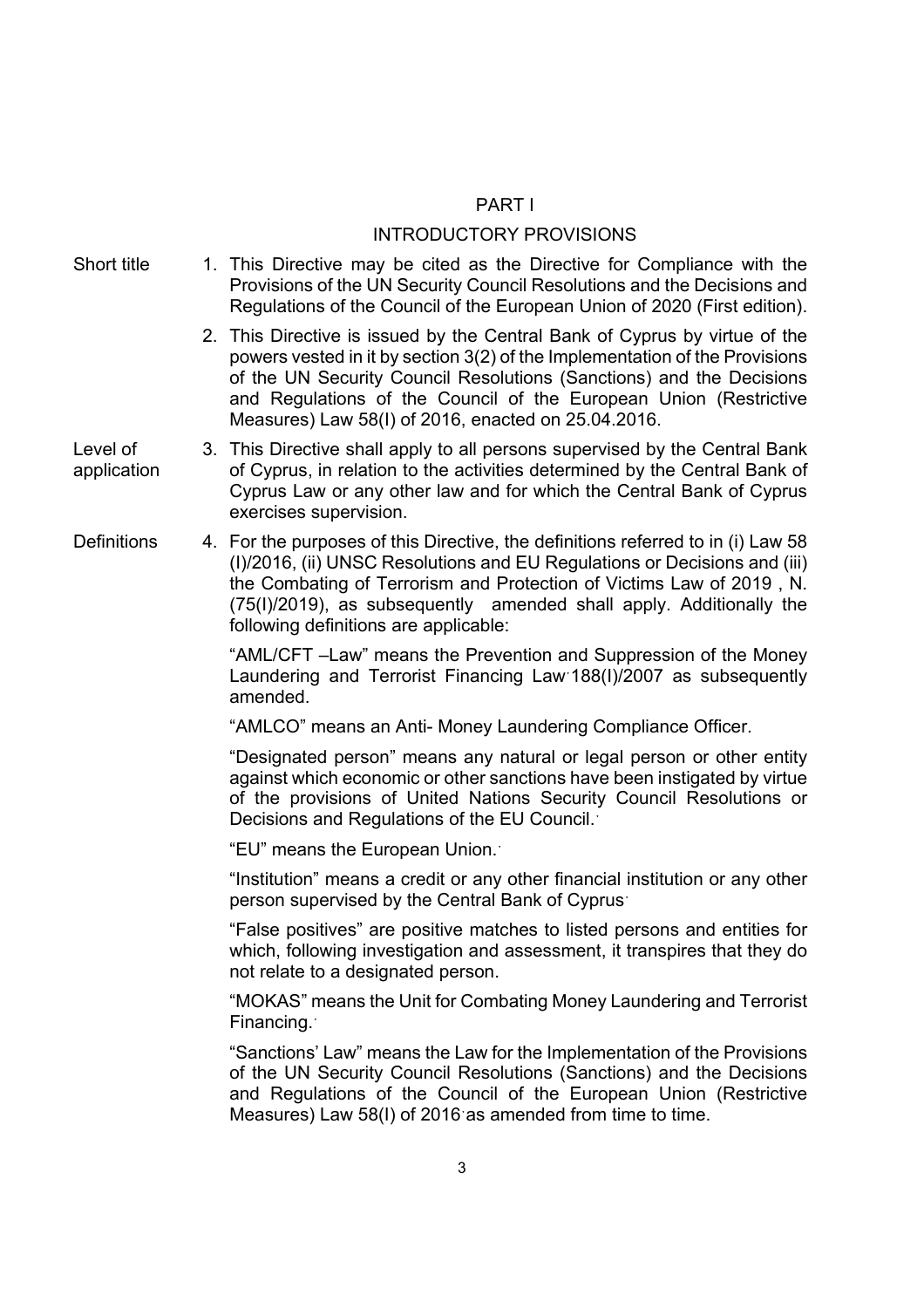# PART I

## INTRODUCTORY PROVISIONS

**Short title**

1. This Directive may be cited as the Directive for Compliance with the Provisions of the UN Security Council Resolutions and the Decisions and Regulations of the Council of the European Union of 2020 (First edition).

2. This Directive is issued by the Central Bank of Cyprus by virtue of the powers vested in it by section 3(2) of the Implementation of the Provisions of the UN Security Council Resolutions (Sanctions) and the Decisions and Regulations of the Council of the European Union (Restrictive Measures) Law 58(I) of 2016, enacted on 25.04.2016.

**Level of application**

3. This Directive shall apply to all persons supervised by the Central Bank of Cyprus, in relation to the activities determined by the Central Bank of Cyprus Law or any other law and for which the Central Bank of Cyprus exercises supervision.

**Definitions**

4. For the purposes of this Directive, the definitions referred to in (i) Law 58 (I)/2016, (ii) UNSC Resolutions and EU Regulations or Decisions and (iii) the Combating of Terrorism and Protection of Victims Law of 2019 , N. (75(I)/2019), as subsequently amended shall apply. Additionally the following definitions are applicable:

   "AML/CFT –Law" means the Prevention and Suppression of the Money Laundering and Terrorist Financing Law·188(I)/2007 as subsequently amended.

   "AMLCO" means an Anti- Money Laundering Compliance Officer.

   "Designated person" means any natural or legal person or other entity against which economic or other sanctions have been instigated by virtue of the provisions of United Nations Security Council Resolutions or Decisions and Regulations of the EU Council.·

   "EU" means the European Union.·

   "Institution" means a credit or any other financial institution or any other person supervised by the Central Bank of Cyprus·

   "False positives" are positive matches to listed persons and entities for which, following investigation and assessment, it transpires that they do not relate to a designated person.

   "MOKAS" means the Unit for Combating Money Laundering and Terrorist Financing.·

   "Sanctions' Law" means the Law for the Implementation of the Provisions of the UN Security Council Resolutions (Sanctions) and the Decisions and Regulations of the Council of the European Union (Restrictive Measures) Law 58(I) of 2016·as amended from time to time.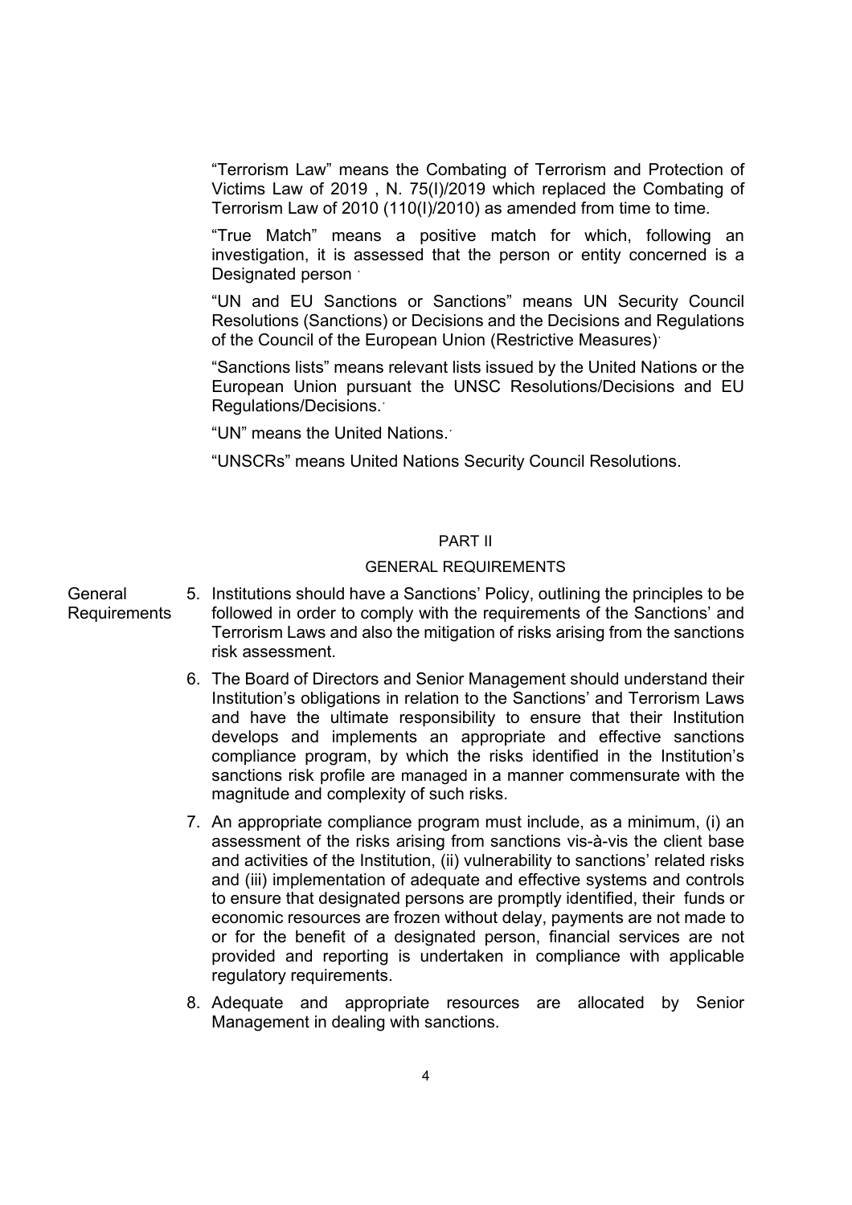"Terrorism Law" means the Combating of Terrorism and Protection of Victims Law of 2019 , N. 75(I)/2019 which replaced the Combating of Terrorism Law of 2010 (110(I)/2010) as amended from time to time.

"True Match" means a positive match for which, following an investigation, it is assessed that the person or entity concerned is a Designated person .

"UN and EU Sanctions or Sanctions" means UN Security Council Resolutions (Sanctions) or Decisions and the Decisions and Regulations of the Council of the European Union (Restrictive Measures).

"Sanctions lists" means relevant lists issued by the United Nations or the European Union pursuant the UNSC Resolutions/Decisions and EU Regulations/Decisions..

"UN" means the United Nations..

"UNSCRs" means United Nations Security Council Resolutions.

## PART II

## GENERAL REQUIREMENTS

**General Requirements**

5. Institutions should have a Sanctions' Policy, outlining the principles to be followed in order to comply with the requirements of the Sanctions' and Terrorism Laws and also the mitigation of risks arising from the sanctions risk assessment.

6. The Board of Directors and Senior Management should understand their Institution's obligations in relation to the Sanctions' and Terrorism Laws and have the ultimate responsibility to ensure that their Institution develops and implements an appropriate and effective sanctions compliance program, by which the risks identified in the Institution's sanctions risk profile are managed in a manner commensurate with the magnitude and complexity of such risks.

7. An appropriate compliance program must include, as a minimum, (i) an assessment of the risks arising from sanctions vis-à-vis the client base and activities of the Institution, (ii) vulnerability to sanctions' related risks and (iii) implementation of adequate and effective systems and controls to ensure that designated persons are promptly identified, their funds or economic resources are frozen without delay, payments are not made to or for the benefit of a designated person, financial services are not provided and reporting is undertaken in compliance with applicable regulatory requirements.

8. Adequate and appropriate resources are allocated by Senior Management in dealing with sanctions.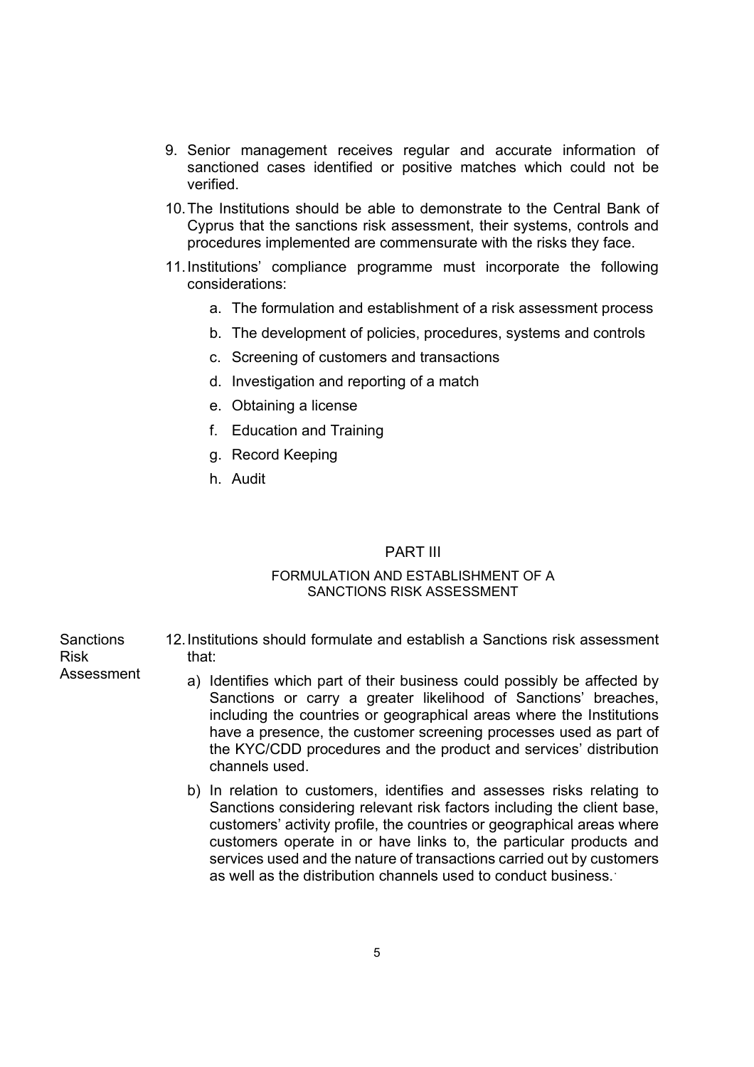9. Senior management receives regular and accurate information of sanctioned cases identified or positive matches which could not be verified.

10. The Institutions should be able to demonstrate to the Central Bank of Cyprus that the sanctions risk assessment, their systems, controls and procedures implemented are commensurate with the risks they face.

11. Institutions' compliance programme must incorporate the following considerations:

    a. The formulation and establishment of a risk assessment process

    b. The development of policies, procedures, systems and controls

    c. Screening of customers and transactions

    d. Investigation and reporting of a match

    e. Obtaining a license

    f. Education and Training

    g. Record Keeping

    h. Audit

## PART III

### FORMULATION AND ESTABLISHMENT OF A SANCTIONS RISK ASSESSMENT

Sanctions Risk Assessment

12. Institutions should formulate and establish a Sanctions risk assessment that:

    a) Identifies which part of their business could possibly be affected by Sanctions or carry a greater likelihood of Sanctions' breaches, including the countries or geographical areas where the Institutions have a presence, the customer screening processes used as part of the KYC/CDD procedures and the product and services' distribution channels used.

    b) In relation to customers, identifies and assesses risks relating to Sanctions considering relevant risk factors including the client base, customers' activity profile, the countries or geographical areas where customers operate in or have links to, the particular products and services used and the nature of transactions carried out by customers as well as the distribution channels used to conduct business.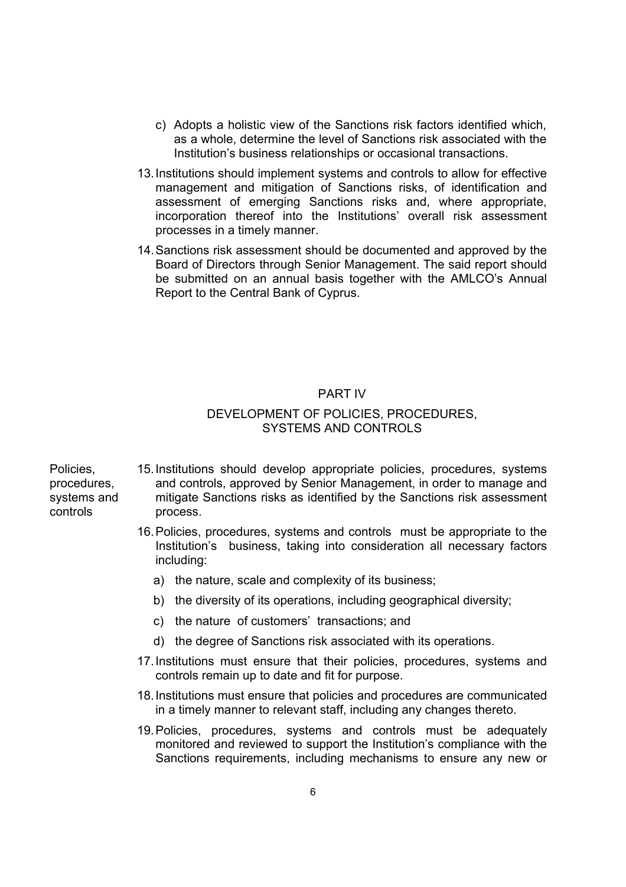c) Adopts a holistic view of the Sanctions risk factors identified which, as a whole, determine the level of Sanctions risk associated with the Institution's business relationships or occasional transactions.

13. Institutions should implement systems and controls to allow for effective management and mitigation of Sanctions risks, of identification and assessment of emerging Sanctions risks and, where appropriate, incorporation thereof into the Institutions' overall risk assessment processes in a timely manner.

14. Sanctions risk assessment should be documented and approved by the Board of Directors through Senior Management. The said report should be submitted on an annual basis together with the AMLCO's Annual Report to the Central Bank of Cyprus.

## PART IV

## DEVELOPMENT OF POLICIES, PROCEDURES, SYSTEMS AND CONTROLS

*Policies, procedures, systems and controls*

15. Institutions should develop appropriate policies, procedures, systems and controls, approved by Senior Management, in order to manage and mitigate Sanctions risks as identified by the Sanctions risk assessment process.

16. Policies, procedures, systems and controls must be appropriate to the Institution's business, taking into consideration all necessary factors including:

    a) the nature, scale and complexity of its business;

    b) the diversity of its operations, including geographical diversity;

    c) the nature of customers' transactions; and

    d) the degree of Sanctions risk associated with its operations.

17. Institutions must ensure that their policies, procedures, systems and controls remain up to date and fit for purpose.

18. Institutions must ensure that policies and procedures are communicated in a timely manner to relevant staff, including any changes thereto.

19. Policies, procedures, systems and controls must be adequately monitored and reviewed to support the Institution's compliance with the Sanctions requirements, including mechanisms to ensure any new or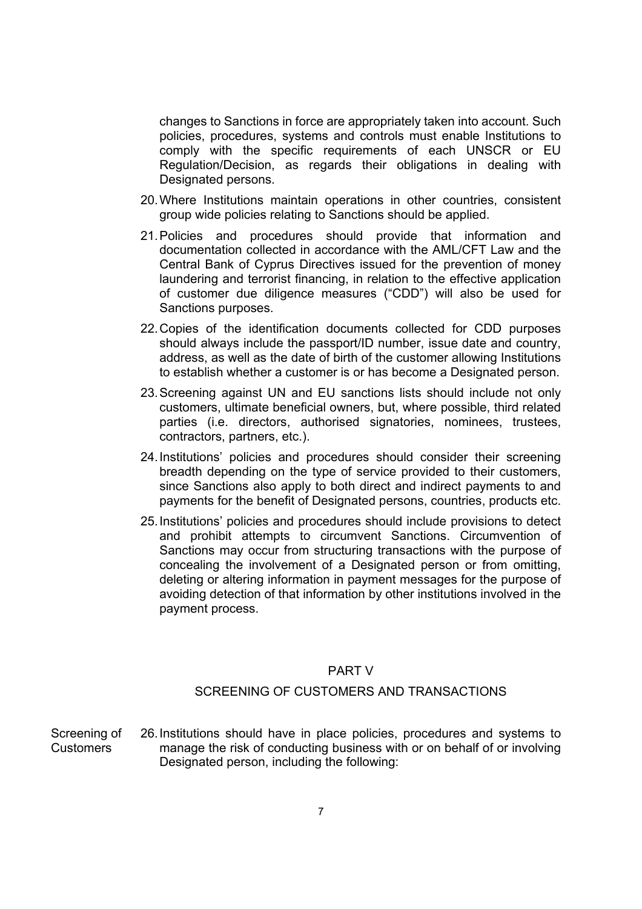changes to Sanctions in force are appropriately taken into account. Such policies, procedures, systems and controls must enable Institutions to comply with the specific requirements of each UNSCR or EU Regulation/Decision, as regards their obligations in dealing with Designated persons.

20. Where Institutions maintain operations in other countries, consistent group wide policies relating to Sanctions should be applied.

21. Policies and procedures should provide that information and documentation collected in accordance with the AML/CFT Law and the Central Bank of Cyprus Directives issued for the prevention of money laundering and terrorist financing, in relation to the effective application of customer due diligence measures ("CDD") will also be used for Sanctions purposes.

22. Copies of the identification documents collected for CDD purposes should always include the passport/ID number, issue date and country, address, as well as the date of birth of the customer allowing Institutions to establish whether a customer is or has become a Designated person.

23. Screening against UN and EU sanctions lists should include not only customers, ultimate beneficial owners, but, where possible, third related parties (i.e. directors, authorised signatories, nominees, trustees, contractors, partners, etc.).

24. Institutions' policies and procedures should consider their screening breadth depending on the type of service provided to their customers, since Sanctions also apply to both direct and indirect payments to and payments for the benefit of Designated persons, countries, products etc.

25. Institutions' policies and procedures should include provisions to detect and prohibit attempts to circumvent Sanctions. Circumvention of Sanctions may occur from structuring transactions with the purpose of concealing the involvement of a Designated person or from omitting, deleting or altering information in payment messages for the purpose of avoiding detection of that information by other institutions involved in the payment process.

## PART V

## SCREENING OF CUSTOMERS AND TRANSACTIONS

Screening of Customers

26. Institutions should have in place policies, procedures and systems to manage the risk of conducting business with or on behalf of or involving Designated person, including the following: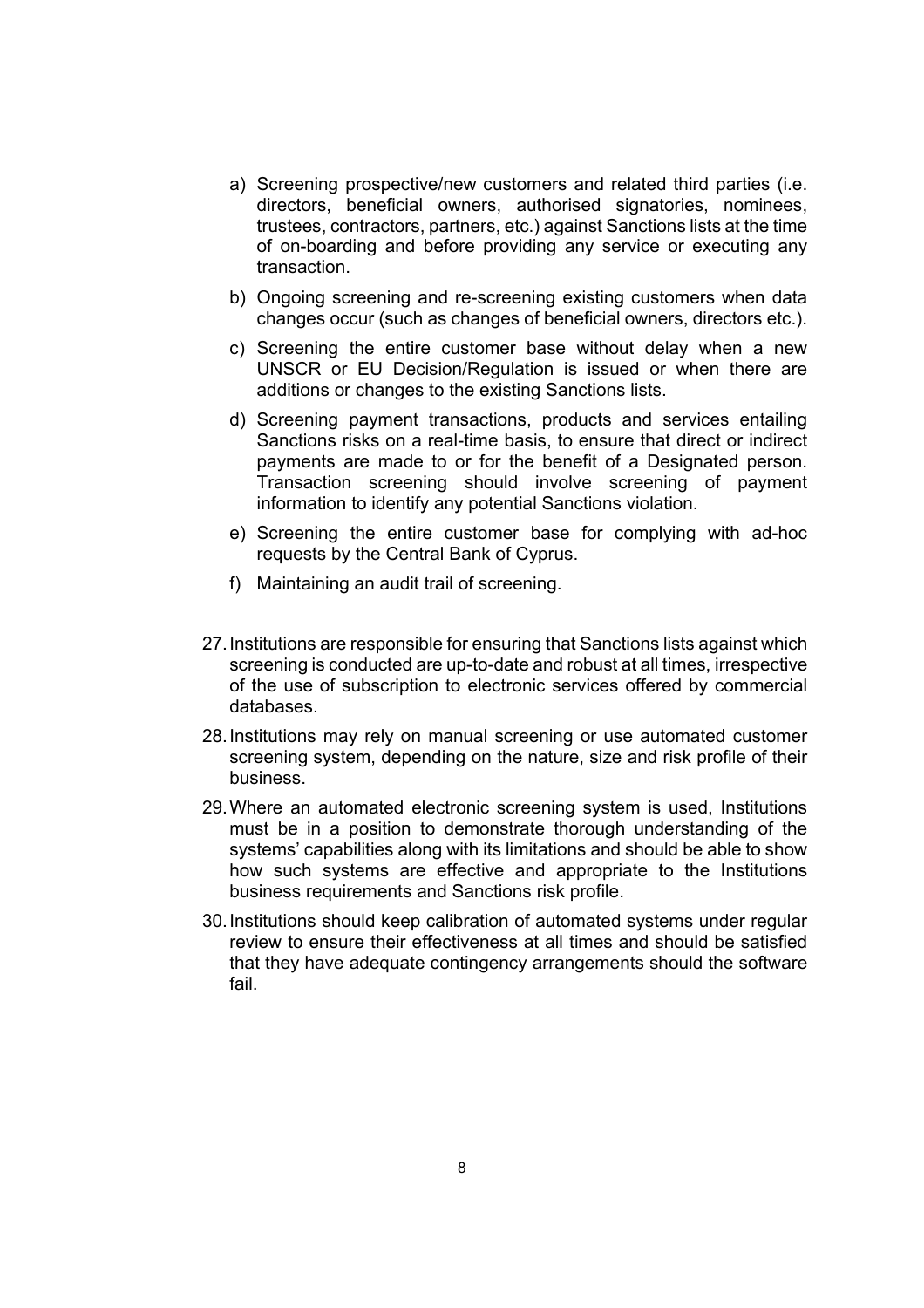a) Screening prospective/new customers and related third parties (i.e. directors, beneficial owners, authorised signatories, nominees, trustees, contractors, partners, etc.) against Sanctions lists at the time of on-boarding and before providing any service or executing any transaction.

b) Ongoing screening and re-screening existing customers when data changes occur (such as changes of beneficial owners, directors etc.).

c) Screening the entire customer base without delay when a new UNSCR or EU Decision/Regulation is issued or when there are additions or changes to the existing Sanctions lists.

d) Screening payment transactions, products and services entailing Sanctions risks on a real-time basis, to ensure that direct or indirect payments are made to or for the benefit of a Designated person. Transaction screening should involve screening of payment information to identify any potential Sanctions violation.

e) Screening the entire customer base for complying with ad-hoc requests by the Central Bank of Cyprus.

f) Maintaining an audit trail of screening.

27. Institutions are responsible for ensuring that Sanctions lists against which screening is conducted are up-to-date and robust at all times, irrespective of the use of subscription to electronic services offered by commercial databases.

28. Institutions may rely on manual screening or use automated customer screening system, depending on the nature, size and risk profile of their business.

29. Where an automated electronic screening system is used, Institutions must be in a position to demonstrate thorough understanding of the systems' capabilities along with its limitations and should be able to show how such systems are effective and appropriate to the Institutions business requirements and Sanctions risk profile.

30. Institutions should keep calibration of automated systems under regular review to ensure their effectiveness at all times and should be satisfied that they have adequate contingency arrangements should the software fail.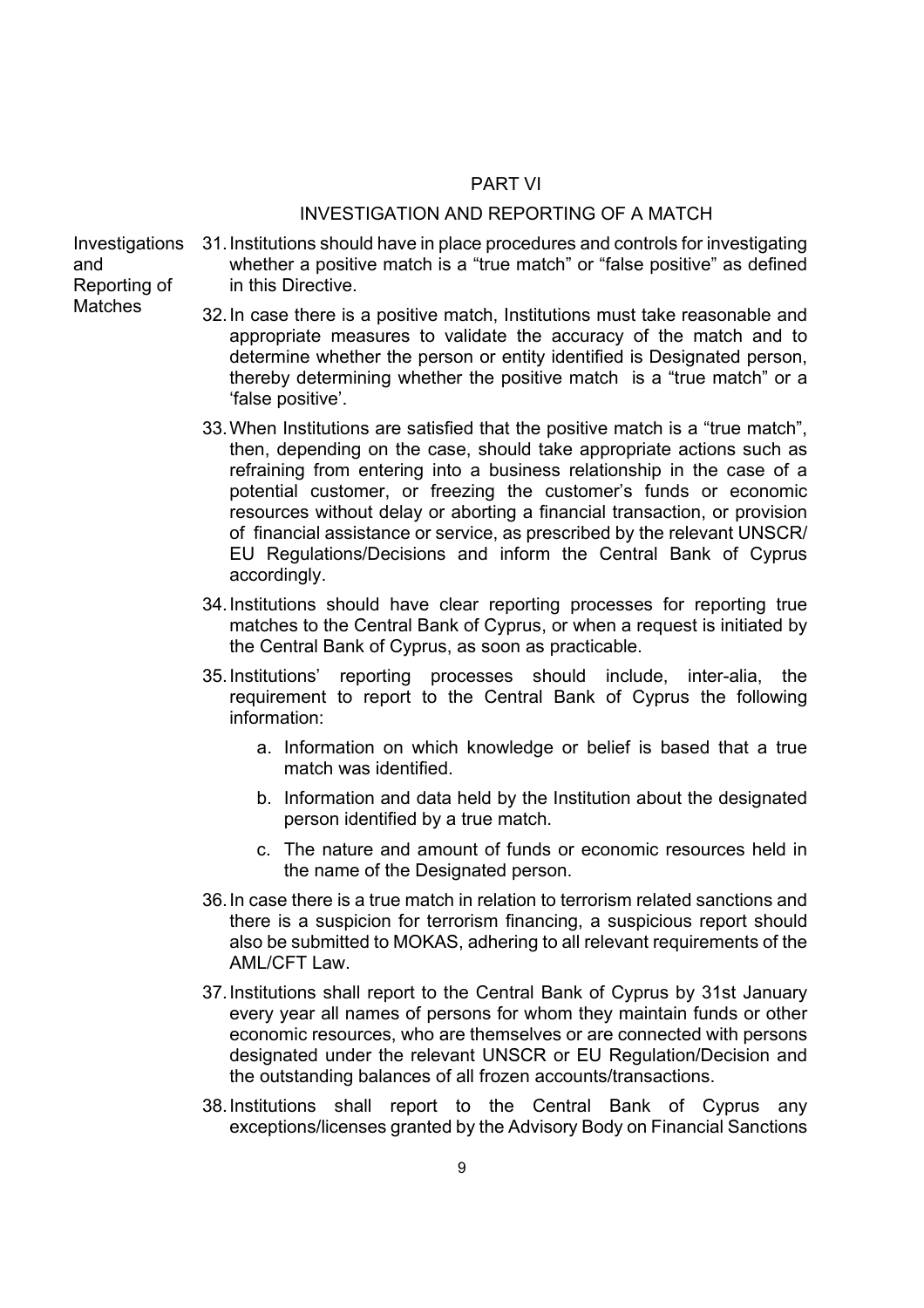## PART VI

## INVESTIGATION AND REPORTING OF A MATCH

**Investigations and Reporting of Matches**

31. Institutions should have in place procedures and controls for investigating whether a positive match is a "true match" or "false positive" as defined in this Directive.

32. In case there is a positive match, Institutions must take reasonable and appropriate measures to validate the accuracy of the match and to determine whether the person or entity identified is Designated person, thereby determining whether the positive match is a "true match" or a 'false positive'.

33. When Institutions are satisfied that the positive match is a "true match", then, depending on the case, should take appropriate actions such as refraining from entering into a business relationship in the case of a potential customer, or freezing the customer's funds or economic resources without delay or aborting a financial transaction, or provision of financial assistance or service, as prescribed by the relevant UNSCR/ EU Regulations/Decisions and inform the Central Bank of Cyprus accordingly.

34. Institutions should have clear reporting processes for reporting true matches to the Central Bank of Cyprus, or when a request is initiated by the Central Bank of Cyprus, as soon as practicable.

35. Institutions' reporting processes should include, inter-alia, the requirement to report to the Central Bank of Cyprus the following information:

    a. Information on which knowledge or belief is based that a true match was identified.

    b. Information and data held by the Institution about the designated person identified by a true match.

    c. The nature and amount of funds or economic resources held in the name of the Designated person.

36. In case there is a true match in relation to terrorism related sanctions and there is a suspicion for terrorism financing, a suspicious report should also be submitted to MOKAS, adhering to all relevant requirements of the AML/CFT Law.

37. Institutions shall report to the Central Bank of Cyprus by 31st January every year all names of persons for whom they maintain funds or other economic resources, who are themselves or are connected with persons designated under the relevant UNSCR or EU Regulation/Decision and the outstanding balances of all frozen accounts/transactions.

38. Institutions shall report to the Central Bank of Cyprus any exceptions/licenses granted by the Advisory Body on Financial Sanctions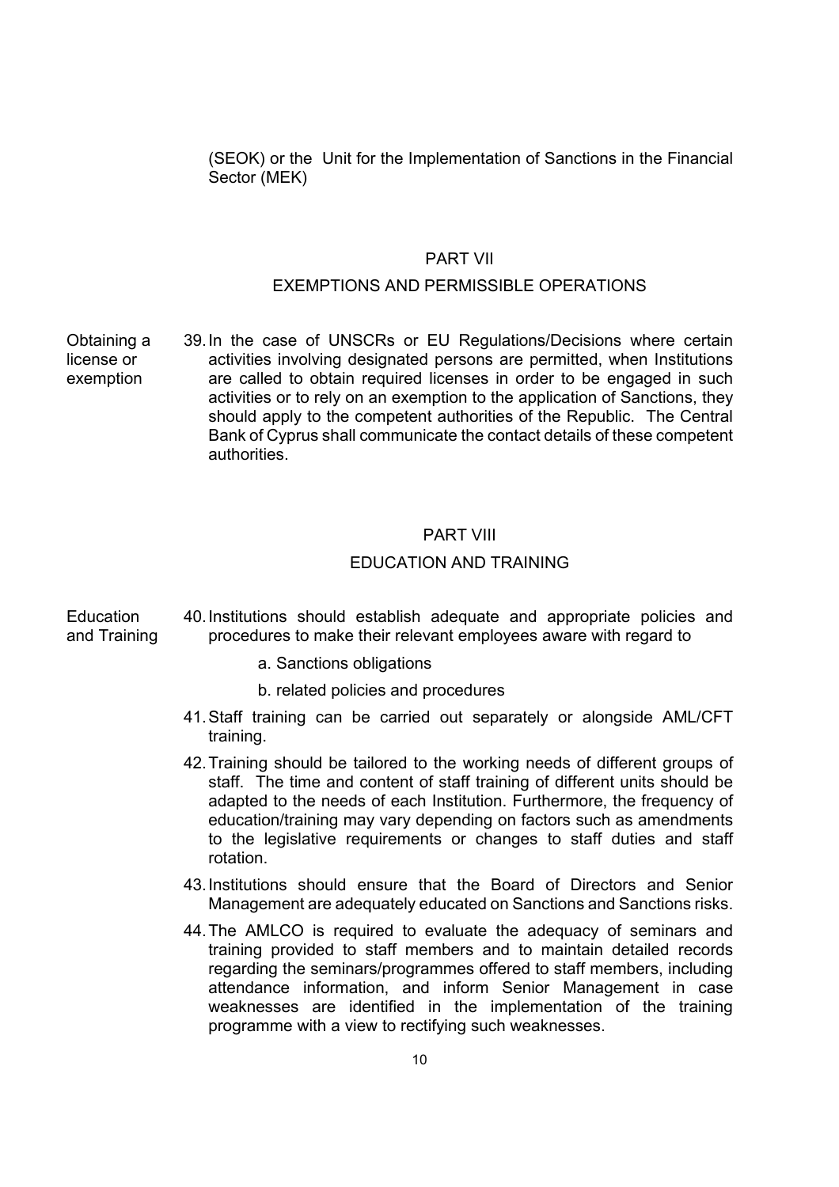(SEOK) or the Unit for the Implementation of Sanctions in the Financial Sector (MEK)

## PART VII

## EXEMPTIONS AND PERMISSIBLE OPERATIONS

**Obtaining a license or exemption**

39. In the case of UNSCRs or EU Regulations/Decisions where certain activities involving designated persons are permitted, when Institutions are called to obtain required licenses in order to be engaged in such activities or to rely on an exemption to the application of Sanctions, they should apply to the competent authorities of the Republic. The Central Bank of Cyprus shall communicate the contact details of these competent authorities.

## PART VIII

## EDUCATION AND TRAINING

**Education and Training**

40. Institutions should establish adequate and appropriate policies and procedures to make their relevant employees aware with regard to

    a. Sanctions obligations

    b. related policies and procedures

41. Staff training can be carried out separately or alongside AML/CFT training.

42. Training should be tailored to the working needs of different groups of staff. The time and content of staff training of different units should be adapted to the needs of each Institution. Furthermore, the frequency of education/training may vary depending on factors such as amendments to the legislative requirements or changes to staff duties and staff rotation.

43. Institutions should ensure that the Board of Directors and Senior Management are adequately educated on Sanctions and Sanctions risks.

44. The AMLCO is required to evaluate the adequacy of seminars and training provided to staff members and to maintain detailed records regarding the seminars/programmes offered to staff members, including attendance information, and inform Senior Management in case weaknesses are identified in the implementation of the training programme with a view to rectifying such weaknesses.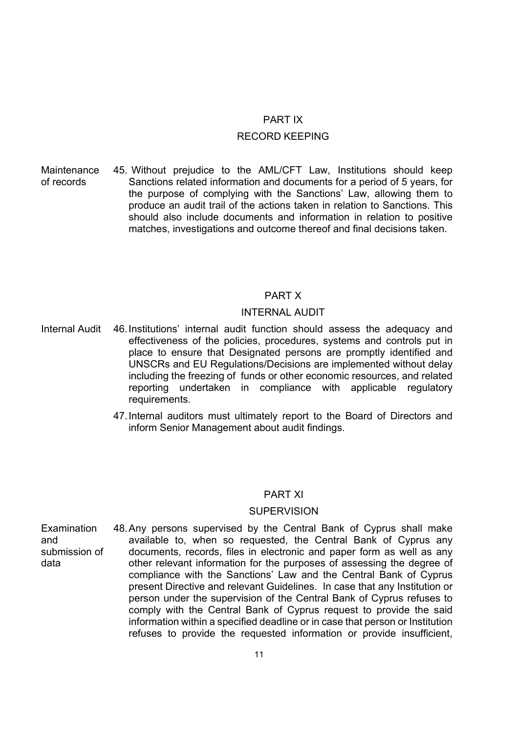## PART IX

## RECORD KEEPING

**Maintenance of records**

45. Without prejudice to the AML/CFT Law, Institutions should keep Sanctions related information and documents for a period of 5 years, for the purpose of complying with the Sanctions' Law, allowing them to produce an audit trail of the actions taken in relation to Sanctions. This should also include documents and information in relation to positive matches, investigations and outcome thereof and final decisions taken.

## PART X

## INTERNAL AUDIT

**Internal Audit**

46. Institutions' internal audit function should assess the adequacy and effectiveness of the policies, procedures, systems and controls put in place to ensure that Designated persons are promptly identified and UNSCRs and EU Regulations/Decisions are implemented without delay including the freezing of funds or other economic resources, and related reporting undertaken in compliance with applicable regulatory requirements.

47. Internal auditors must ultimately report to the Board of Directors and inform Senior Management about audit findings.

## PART XI

## SUPERVISION

**Examination and submission of data**

48. Any persons supervised by the Central Bank of Cyprus shall make available to, when so requested, the Central Bank of Cyprus any documents, records, files in electronic and paper form as well as any other relevant information for the purposes of assessing the degree of compliance with the Sanctions' Law and the Central Bank of Cyprus present Directive and relevant Guidelines. In case that any Institution or person under the supervision of the Central Bank of Cyprus refuses to comply with the Central Bank of Cyprus request to provide the said information within a specified deadline or in case that person or Institution refuses to provide the requested information or provide insufficient,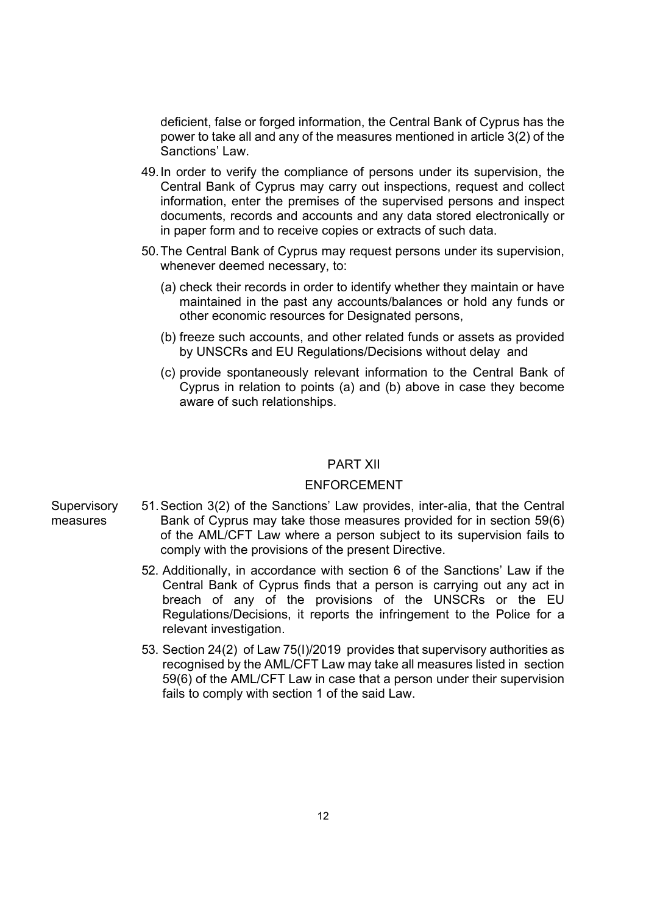deficient, false or forged information, the Central Bank of Cyprus has the power to take all and any of the measures mentioned in article 3(2) of the Sanctions' Law.

49. In order to verify the compliance of persons under its supervision, the Central Bank of Cyprus may carry out inspections, request and collect information, enter the premises of the supervised persons and inspect documents, records and accounts and any data stored electronically or in paper form and to receive copies or extracts of such data.

50. The Central Bank of Cyprus may request persons under its supervision, whenever deemed necessary, to:

   (a) check their records in order to identify whether they maintain or have maintained in the past any accounts/balances or hold any funds or other economic resources for Designated persons,

   (b) freeze such accounts, and other related funds or assets as provided by UNSCRs and EU Regulations/Decisions without delay and

   (c) provide spontaneously relevant information to the Central Bank of Cyprus in relation to points (a) and (b) above in case they become aware of such relationships.

## PART XII

## ENFORCEMENT

Supervisory measures

51. Section 3(2) of the Sanctions' Law provides, inter-alia, that the Central Bank of Cyprus may take those measures provided for in section 59(6) of the AML/CFT Law where a person subject to its supervision fails to comply with the provisions of the present Directive.

52. Additionally, in accordance with section 6 of the Sanctions' Law if the Central Bank of Cyprus finds that a person is carrying out any act in breach of any of the provisions of the UNSCRs or the EU Regulations/Decisions, it reports the infringement to the Police for a relevant investigation.

53. Section 24(2) of Law 75(I)/2019 provides that supervisory authorities as recognised by the AML/CFT Law may take all measures listed in section 59(6) of the AML/CFT Law in case that a person under their supervision fails to comply with section 1 of the said Law.